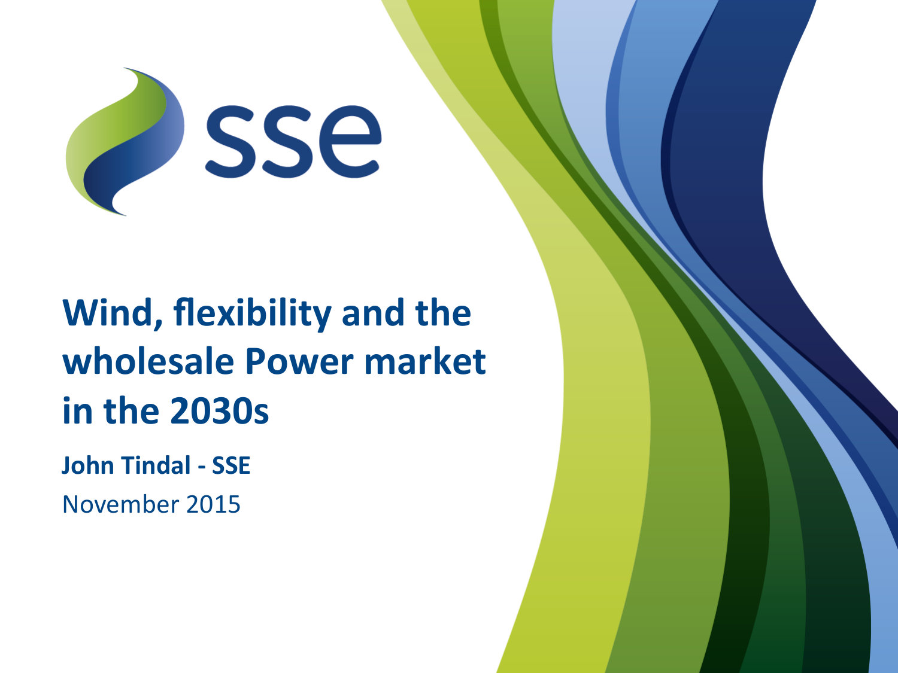sse

# Wind, flexibility and the wholesale Power market in the 2030s

**John Tindal - SSE**

November 2015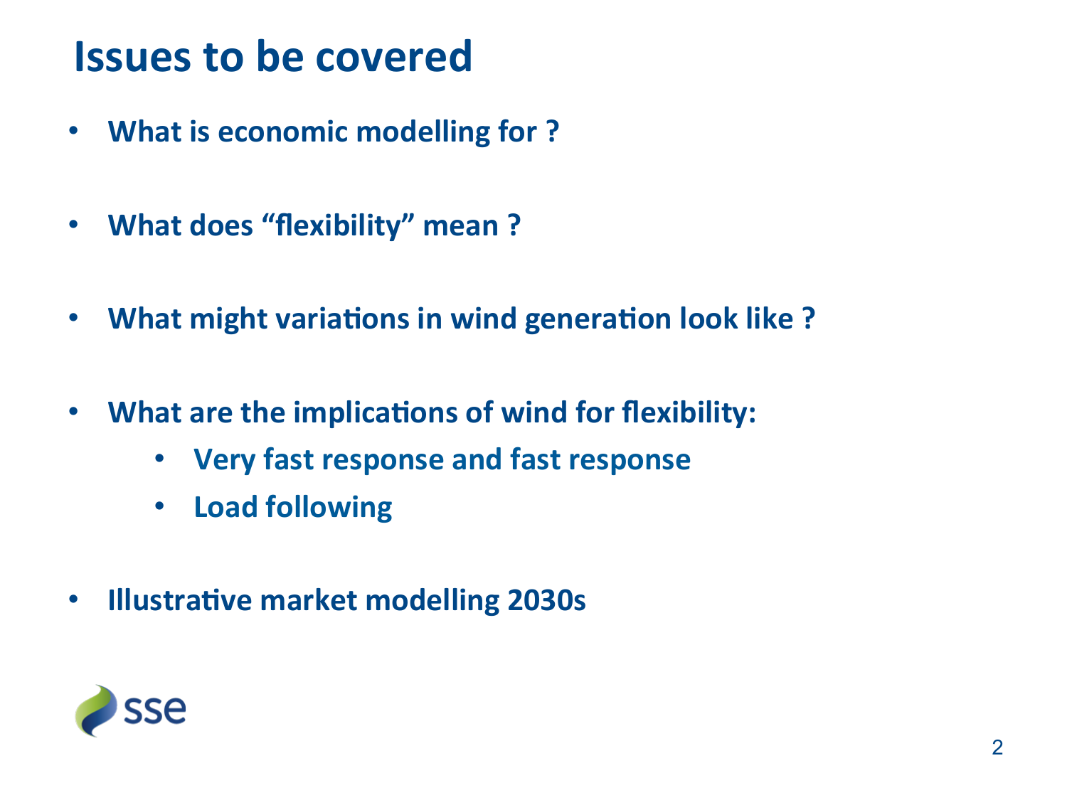# Issues to be covered

- What is economic modelling for ?
- What does "flexibility" mean ?
- What might variations in wind generation look like ?
- What are the implications of wind for flexibility:
  - Very fast response and fast response
  - Load following
- Illustrative market modelling 2030s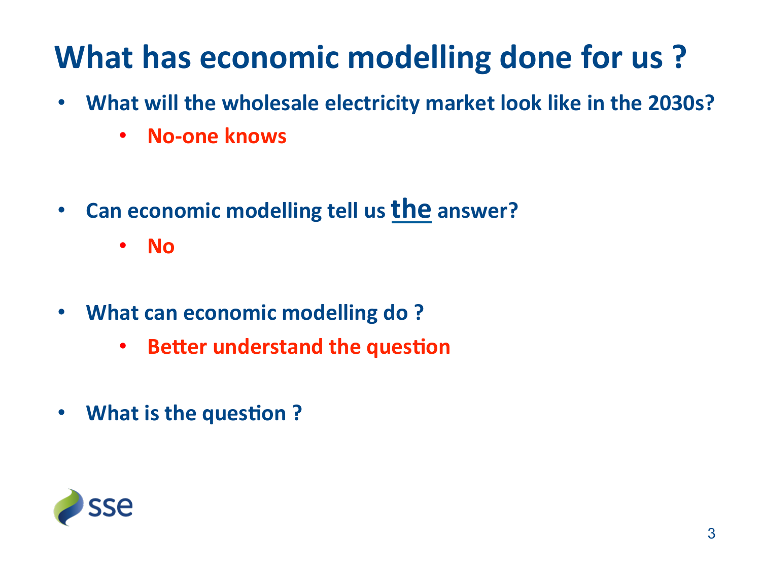# What has economic modelling done for us ?

- **What will the wholesale electricity market look like in the 2030s?**
  - **No-one knows**
- **Can economic modelling tell us *the* answer?**
  - **No**
- **What can economic modelling do ?**
  - **Better understand the question**
- **What is the question ?**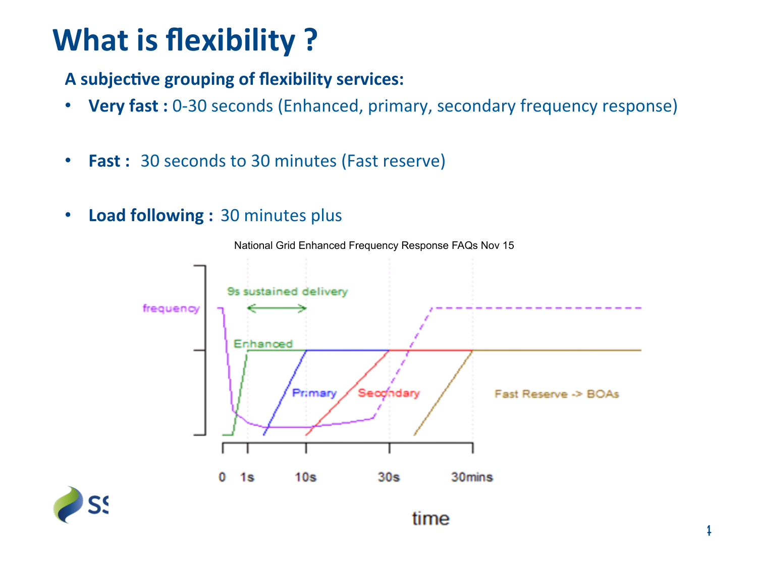# What is flexibility ?

**A subjective grouping of flexibility services:**

- **Very fast :** 0-30 seconds (Enhanced, primary, secondary frequency response)
- **Fast :** 30 seconds to 30 minutes (Fast reserve)
- **Load following :** 30 minutes plus

National Grid Enhanced Frequency Response FAQs Nov 15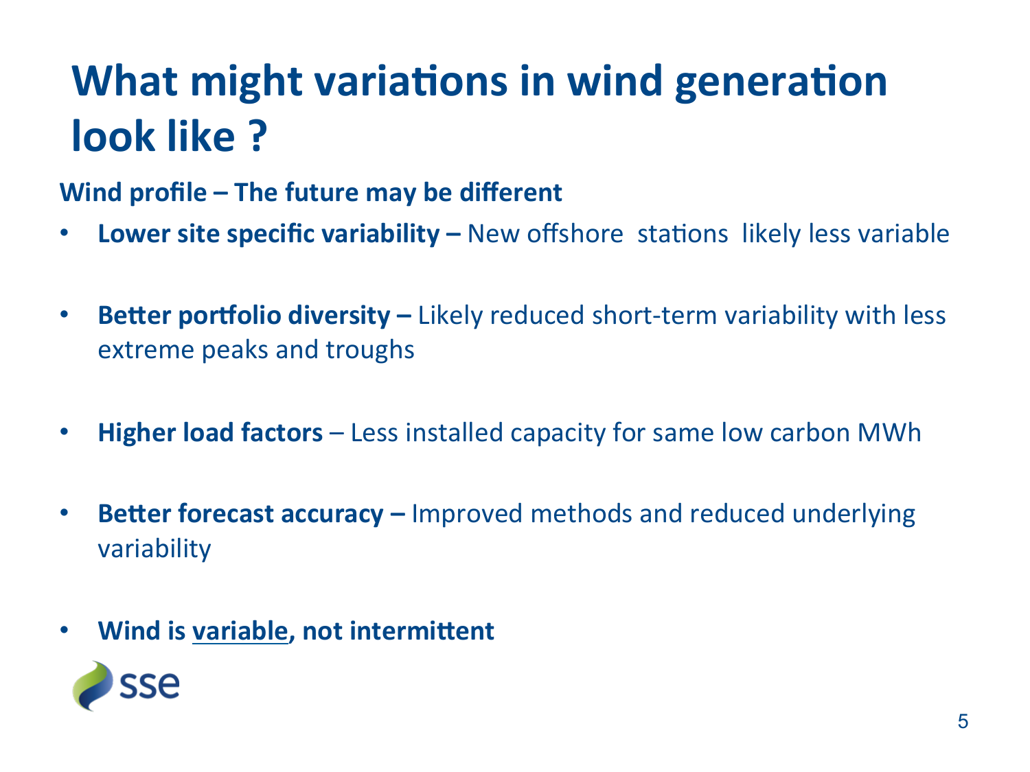# What might variations in wind generation look like ?

**Wind profile – The future may be different**

- **Lower site specific variability –** New offshore stations likely less variable
- **Better portfolio diversity –** Likely reduced short-term variability with less extreme peaks and troughs
- **Higher load factors** – Less installed capacity for same low carbon MWh
- **Better forecast accuracy –** Improved methods and reduced underlying variability
- **Wind is <u>variable</u>, not intermittent**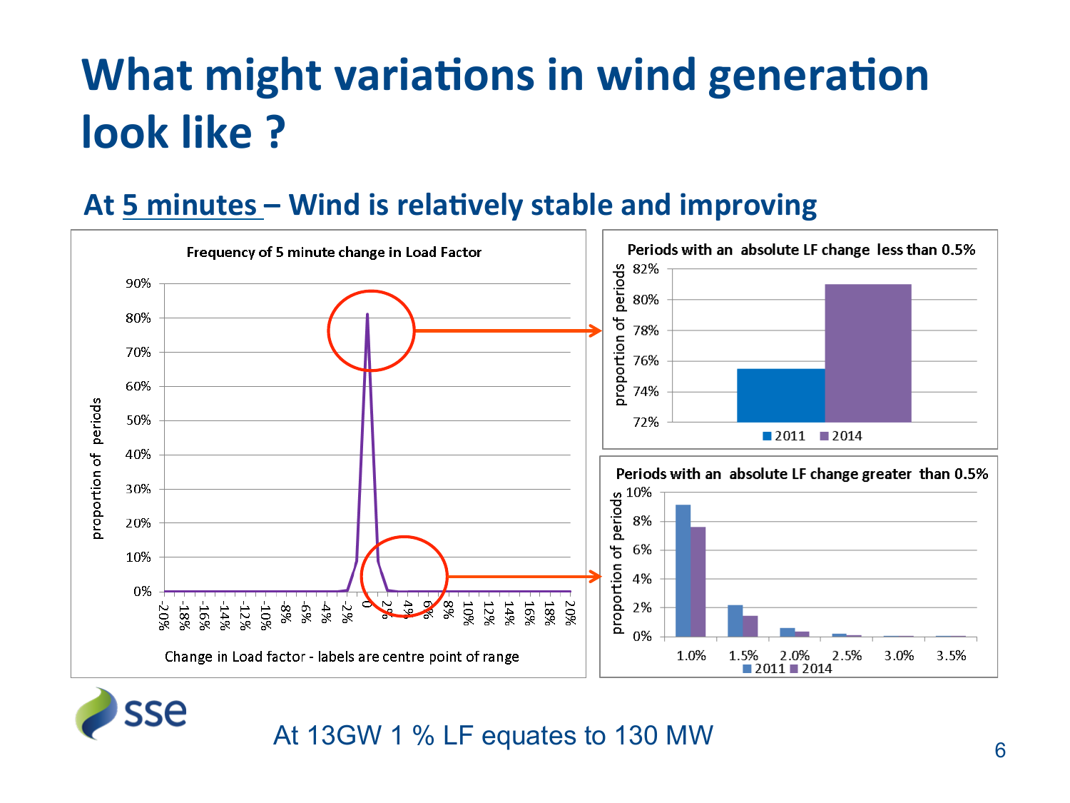# What might variations in wind generation look like ?

## At 5 minutes – Wind is relatively stable and improving

**Frequency of 5 minute change in Load Factor**

proportion of periods (0%–90%)

Change in Load factor - labels are centre point of range (-20% to 20%)

**Periods with an absolute LF change less than 0.5%**

proportion of periods (72%–82%)

2011 | 2014

**Periods with an absolute LF change greater than 0.5%**

proportion of periods (0%–10%)

1.0% | 1.5% | 2.0% | 2.5% | 3.0% | 3.5%

2011 | 2014

At 13GW 1 % LF equates to 130 MW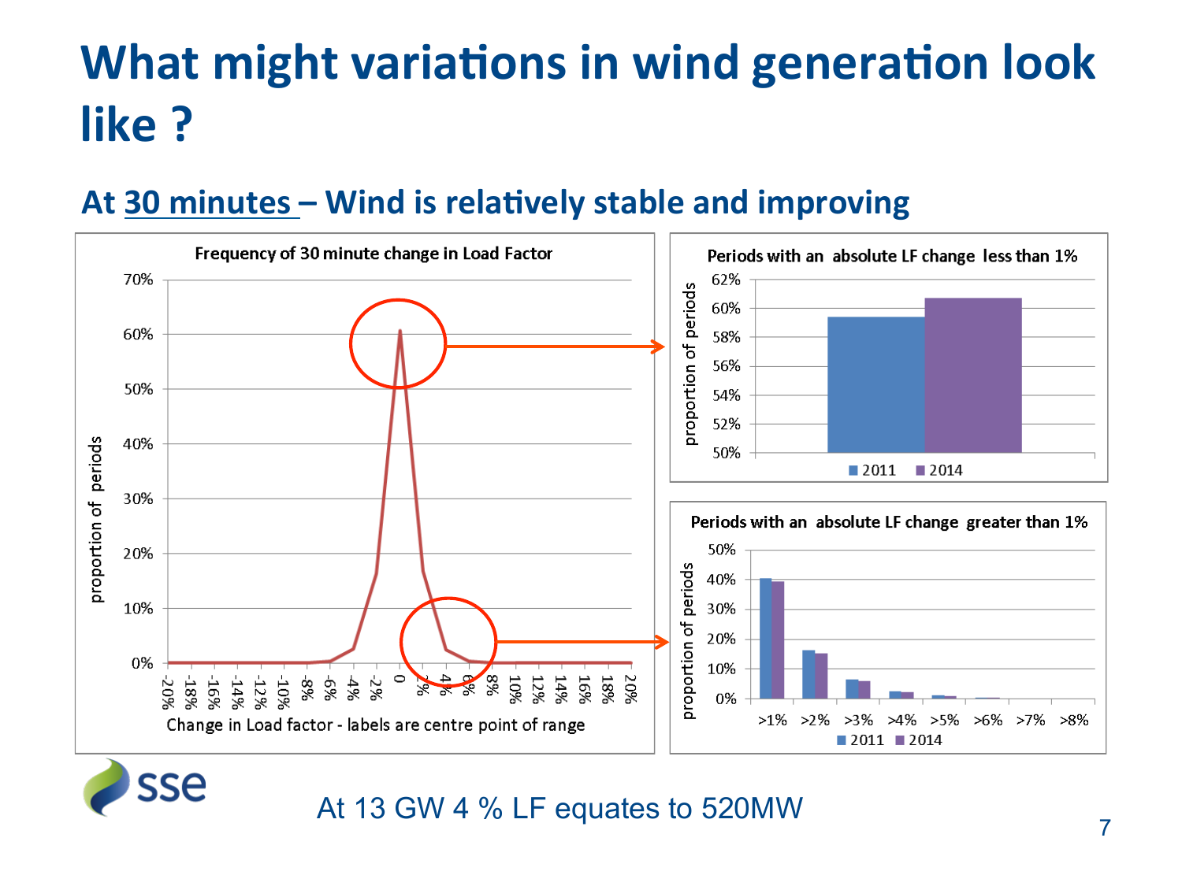# What might variations in wind generation look like ?

## At 30 minutes – Wind is relatively stable and improving

**Frequency of 30 minute change in Load Factor**

proportion of periods (0%–70%)

Change in Load factor - labels are centre point of range (-20% to 20%)

**Periods with an absolute LF change less than 1%**

proportion of periods (50%–62%)

2011, 2014

**Periods with an absolute LF change greater than 1%**

proportion of periods (0%–50%)

>1%, >2%, >3%, >4%, >5%, >6%, >7%, >8%

2011, 2014

At 13 GW 4 % LF equates to 520MW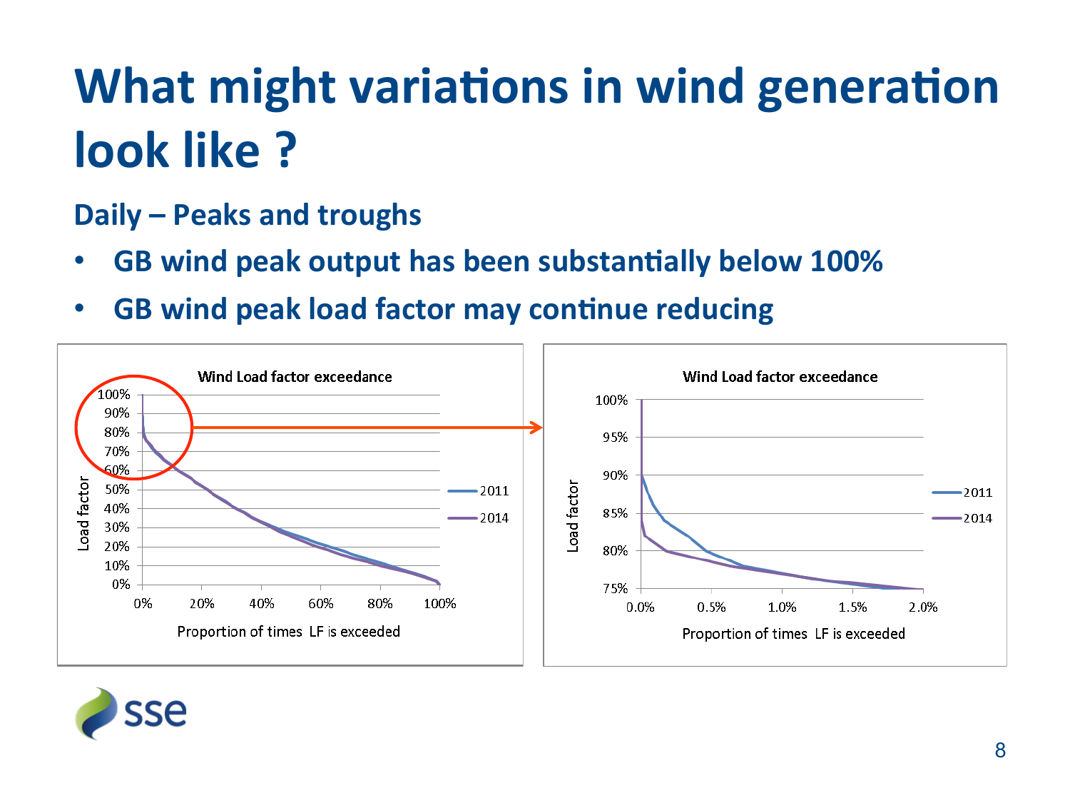# What might variations in wind generation look like ?

## Daily – Peaks and troughs

- GB wind peak output has been substantially below 100%
- GB wind peak load factor may continue reducing

Wind Load factor exceedance

Wind Load factor exceedance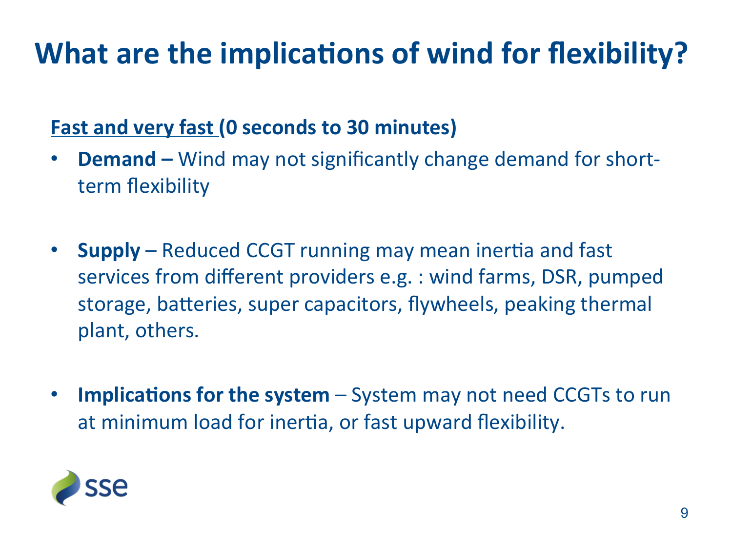# What are the implications of wind for flexibility?

**Fast and very fast (0 seconds to 30 minutes)**

- **Demand –** Wind may not significantly change demand for short-term flexibility
- **Supply** – Reduced CCGT running may mean inertia and fast services from different providers e.g. : wind farms, DSR, pumped storage, batteries, super capacitors, flywheels, peaking thermal plant, others.
- **Implications for the system** – System may not need CCGTs to run at minimum load for inertia, or fast upward flexibility.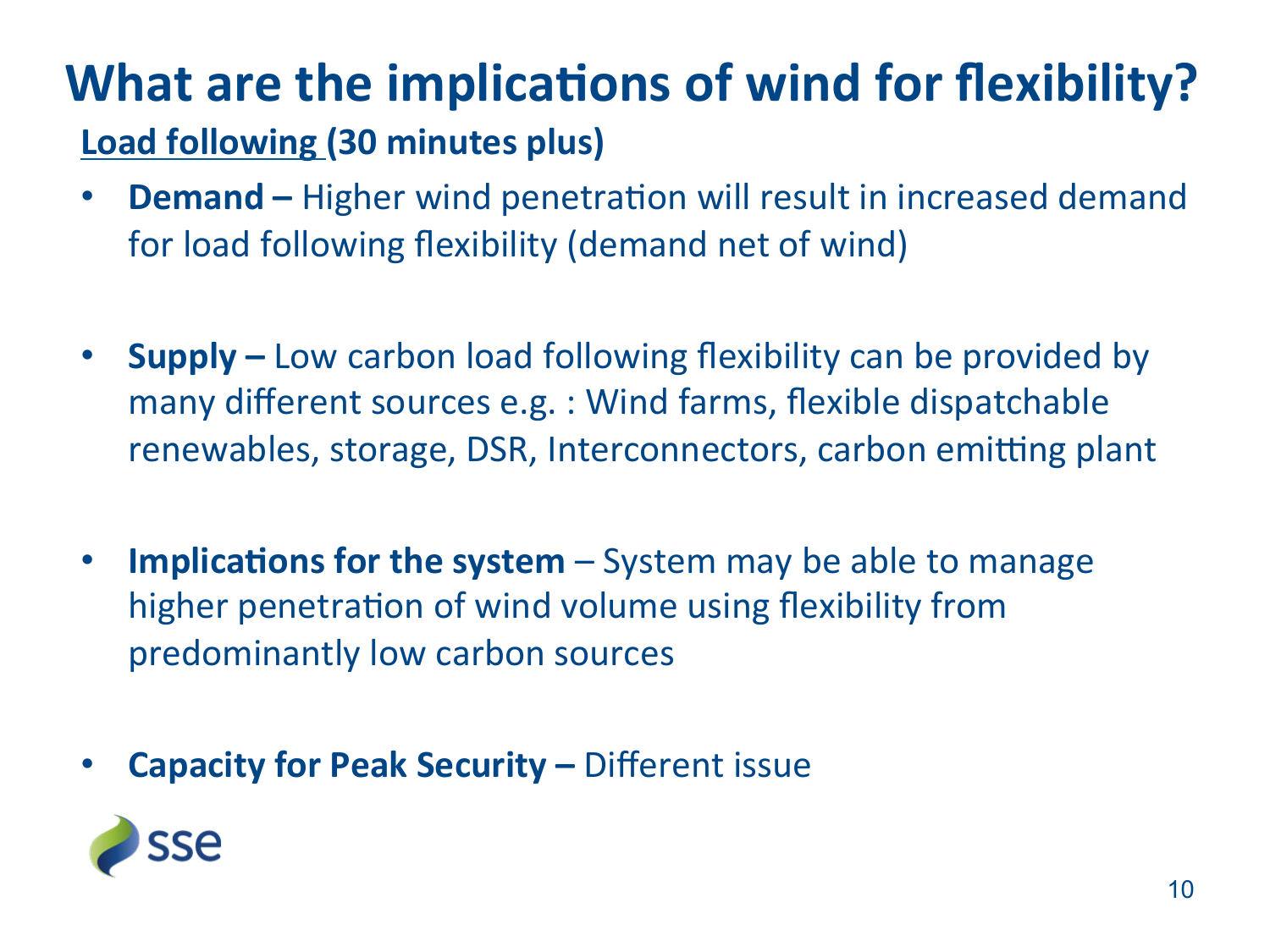# What are the implications of wind for flexibility?

**Load following (30 minutes plus)**

- **Demand –** Higher wind penetration will result in increased demand for load following flexibility (demand net of wind)
- **Supply –** Low carbon load following flexibility can be provided by many different sources e.g. : Wind farms, flexible dispatchable renewables, storage, DSR, Interconnectors, carbon emitting plant
- **Implications for the system** – System may be able to manage higher penetration of wind volume using flexibility from predominantly low carbon sources
- **Capacity for Peak Security –** Different issue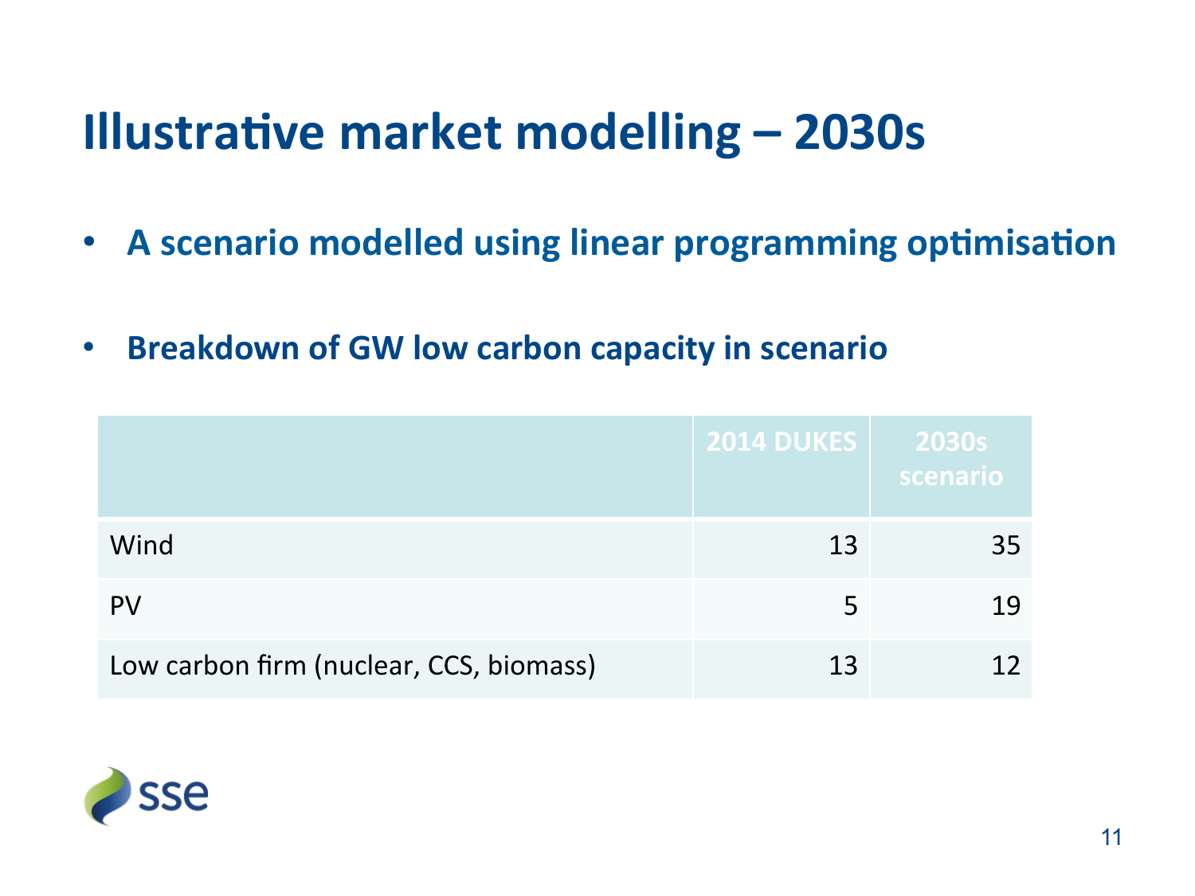# Illustrative market modelling – 2030s

- **A scenario modelled using linear programming optimisation**
- **Breakdown of GW low carbon capacity in scenario**

| | 2014 DUKES | 2030s scenario |
|---|---|---|
| Wind | 13 | 35 |
| PV | 5 | 19 |
| Low carbon firm (nuclear, CCS, biomass) | 13 | 12 |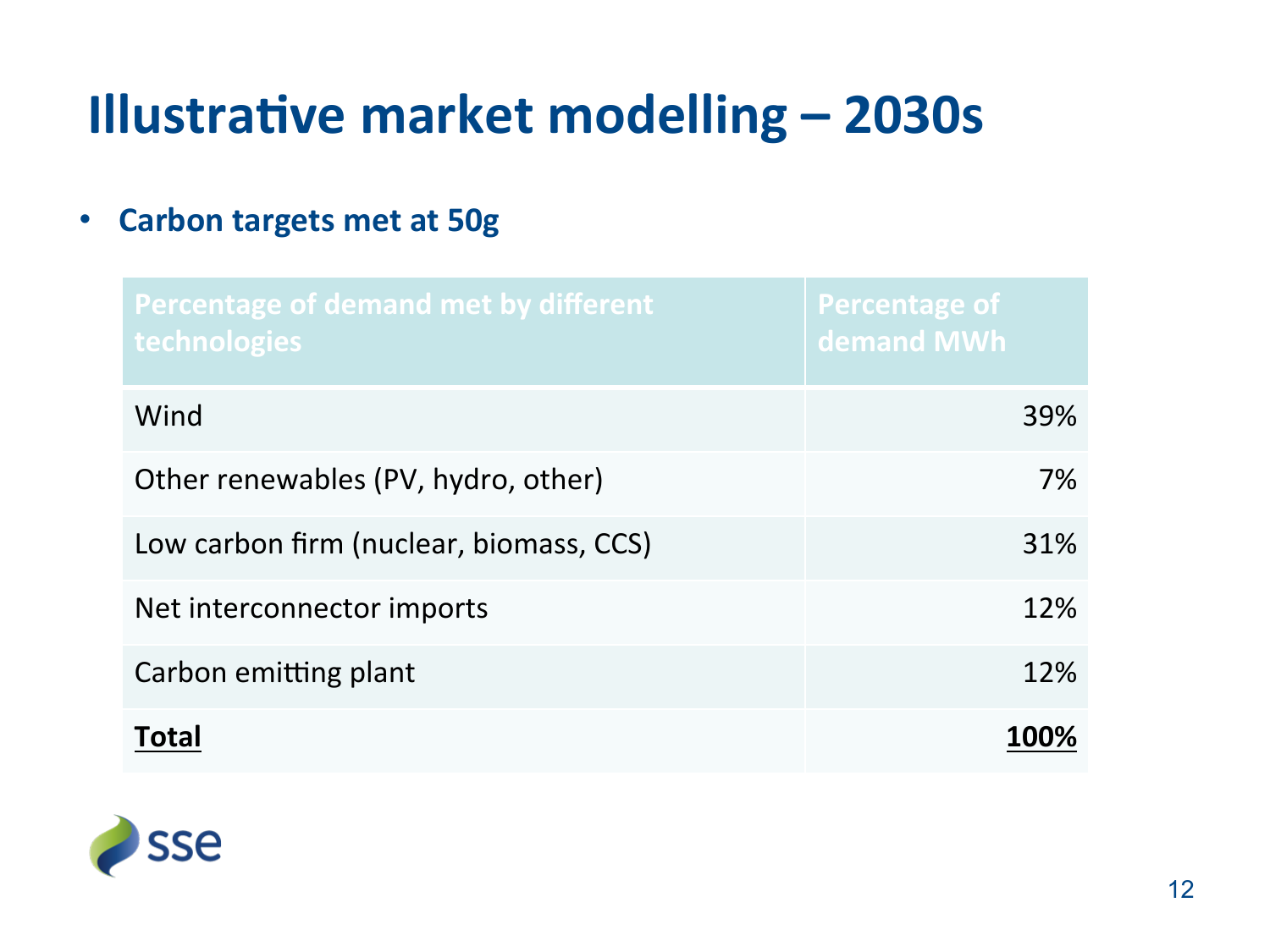# Illustrative market modelling – 2030s

- **Carbon targets met at 50g**

| Percentage of demand met by different technologies | Percentage of demand MWh |
|---|---|
| Wind | 39% |
| Other renewables (PV, hydro, other) | 7% |
| Low carbon firm (nuclear, biomass, CCS) | 31% |
| Net interconnector imports | 12% |
| Carbon emitting plant | 12% |
| **Total** | **100%** |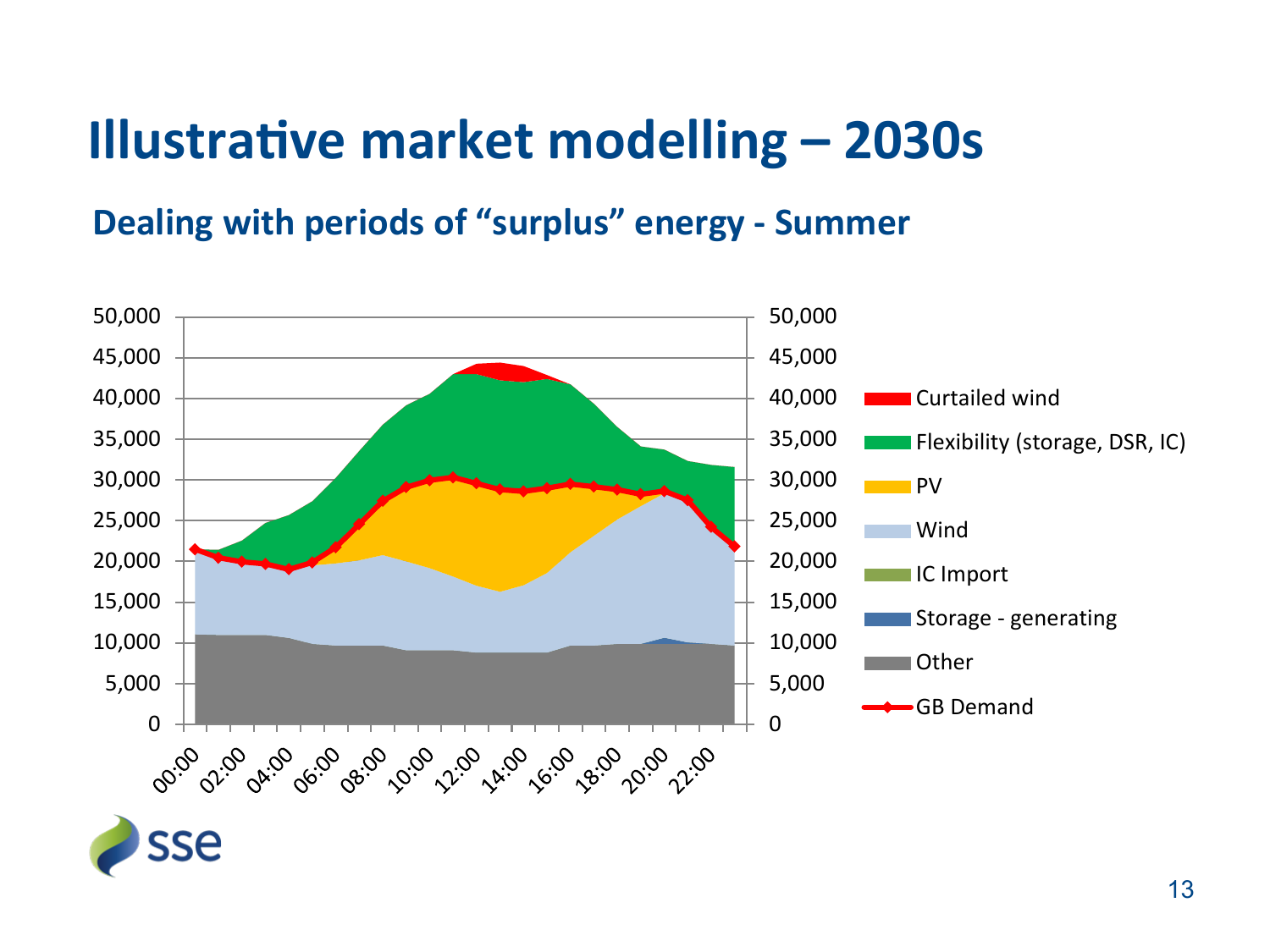# Illustrative market modelling – 2030s

## Dealing with periods of "surplus" energy - Summer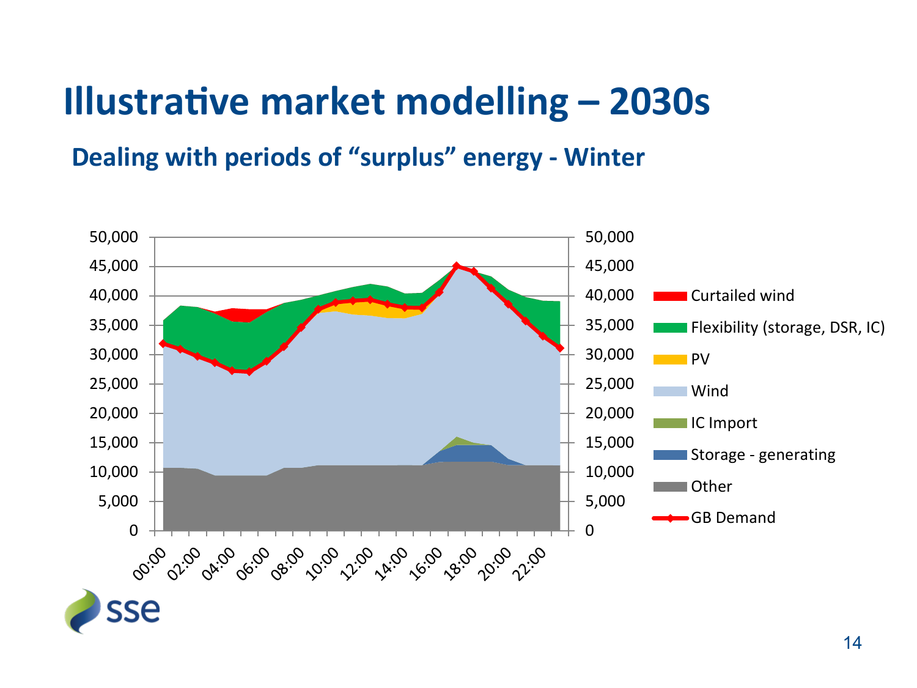# Illustrative market modelling – 2030s

## Dealing with periods of "surplus" energy - Winter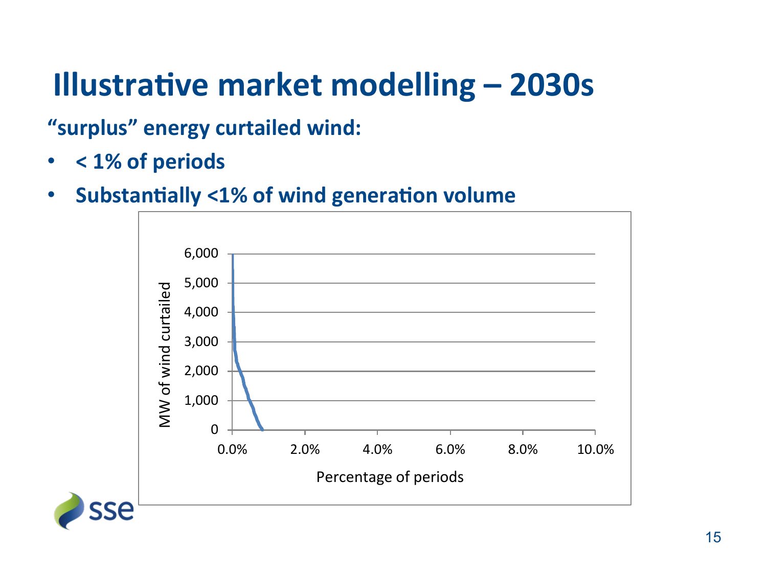# Illustrative market modelling – 2030s

**"surplus" energy curtailed wind:**

- **< 1% of periods**
- **Substantially <1% of wind generation volume**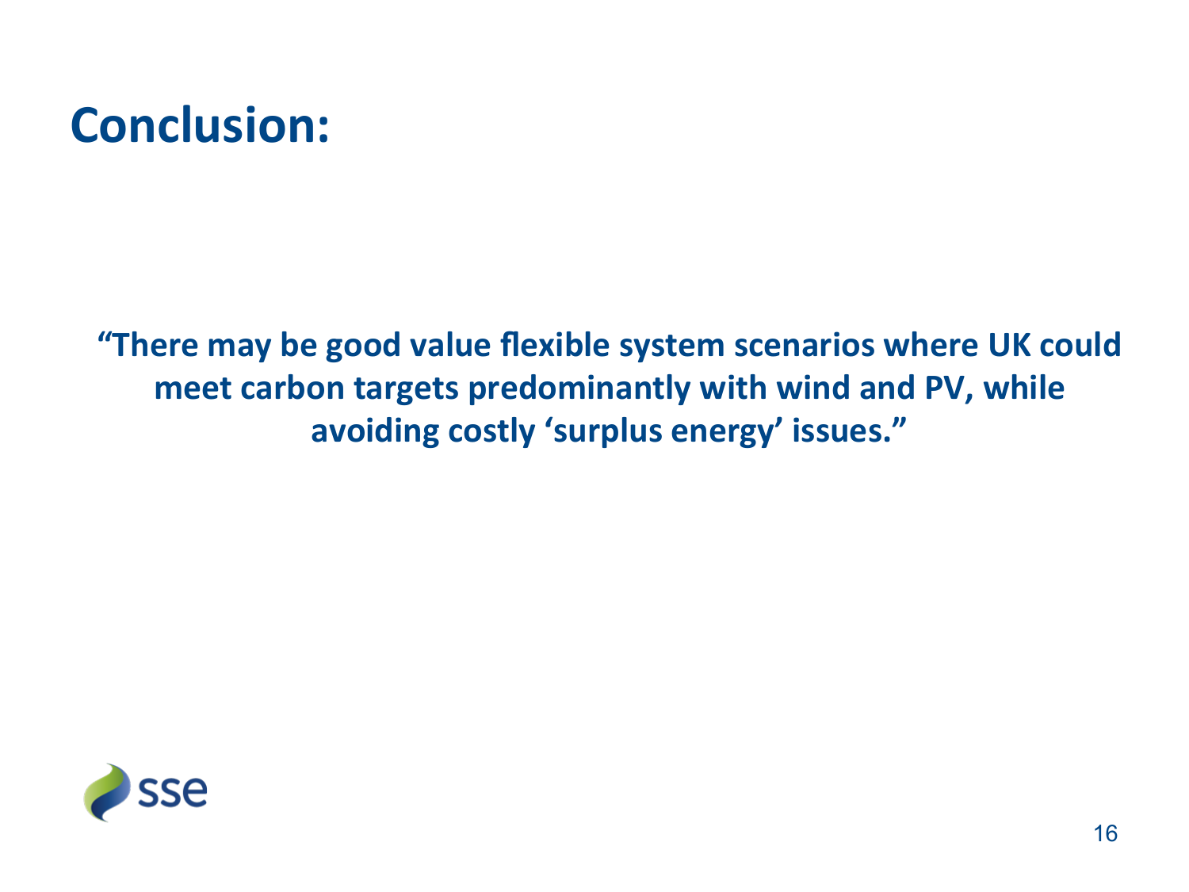# Conclusion:

**"There may be good value flexible system scenarios where UK could meet carbon targets predominantly with wind and PV, while avoiding costly 'surplus energy' issues."**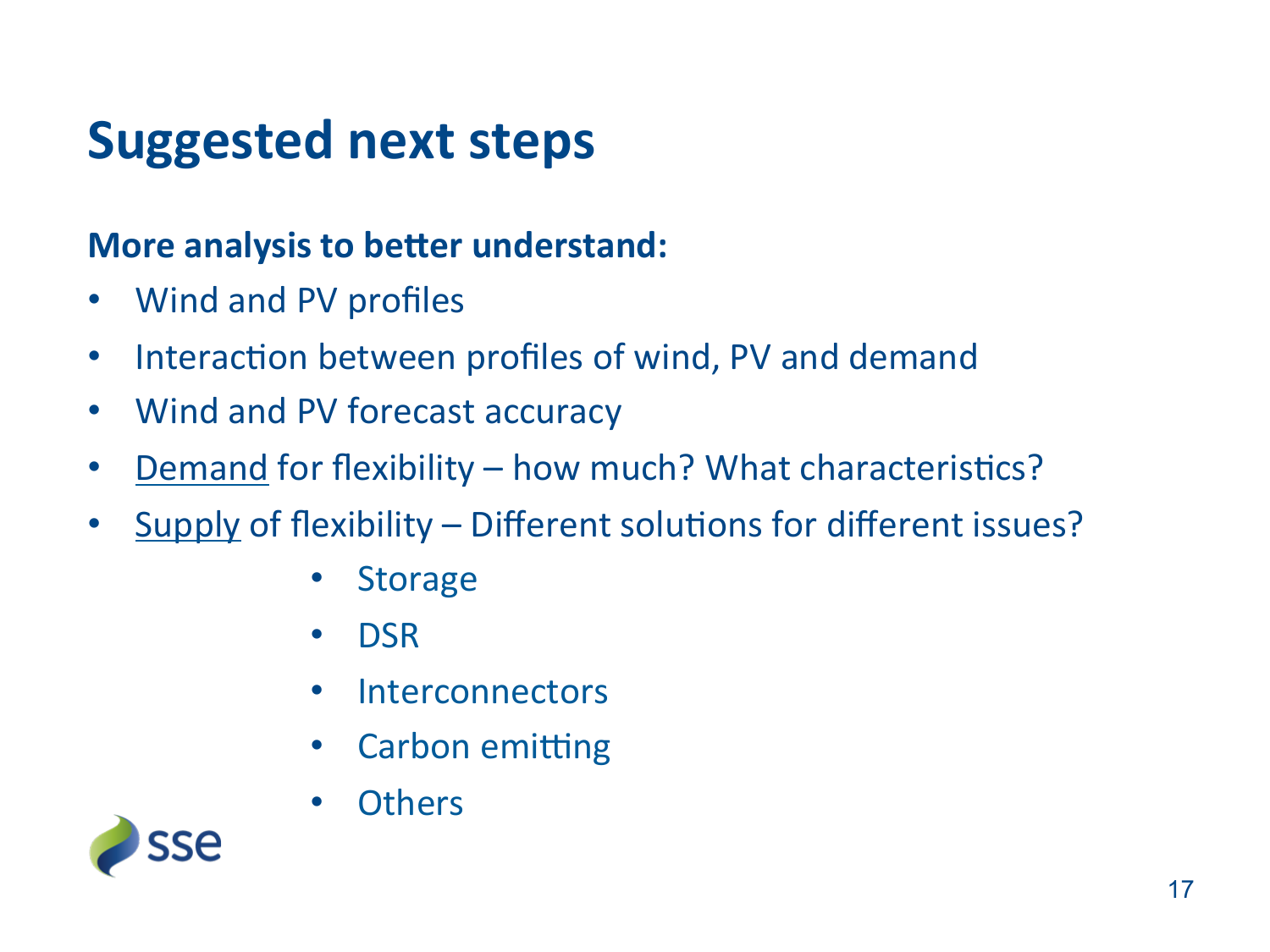# Suggested next steps

**More analysis to better understand:**

- Wind and PV profiles
- Interaction between profiles of wind, PV and demand
- Wind and PV forecast accuracy
- <u>Demand</u> for flexibility – how much? What characteristics?
- <u>Supply</u> of flexibility – Different solutions for different issues?
    - Storage
    - DSR
    - Interconnectors
    - Carbon emitting
    - Others